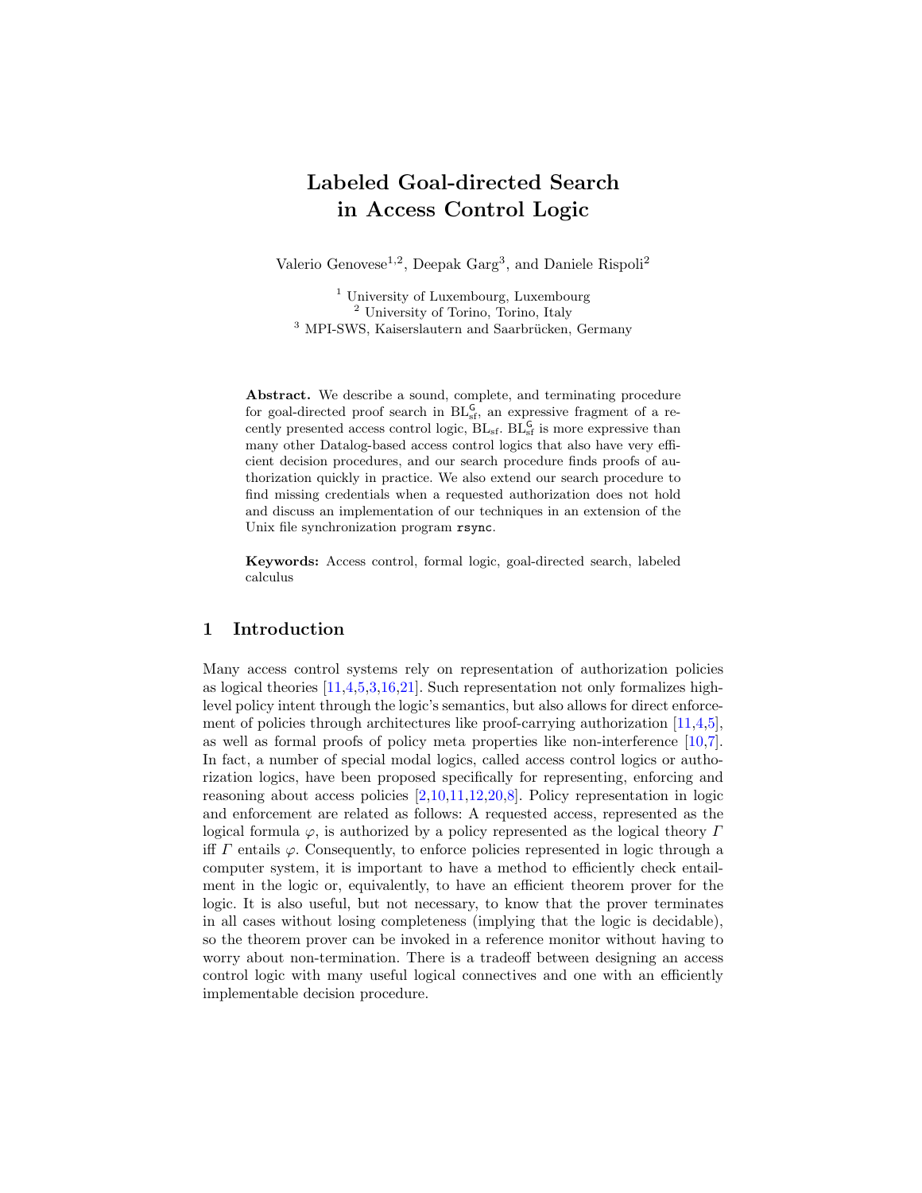# Labeled Goal-directed Search in Access Control Logic

Valerio Genovese[1,2], Deepak Garg[3], and Daniele Rispoli[2]

[1] University of Luxembourg, Luxembourg
[2] University of Torino, Torino, Italy
[3] MPI-SWS, Kaiserslautern and Saarbrücken, Germany

**Abstract.** We describe a sound, complete, and terminating procedure for goal-directed proof search in $\mathrm{BL}_{\mathrm{sf}}^{\mathsf{G}}$, an expressive fragment of a recently presented access control logic, $\mathrm{BL}_{\mathrm{sf}}$. $\mathrm{BL}_{\mathrm{sf}}^{\mathsf{G}}$ is more expressive than many other Datalog-based access control logics that also have very efficient decision procedures, and our search procedure finds proofs of authorization quickly in practice. We also extend our search procedure to find missing credentials when a requested authorization does not hold and discuss an implementation of our techniques in an extension of the Unix file synchronization program `rsync`.

**Keywords:** Access control, formal logic, goal-directed search, labeled calculus

## 1 Introduction

Many access control systems rely on representation of authorization policies as logical theories [11,4,5,3,16,21]. Such representation not only formalizes high-level policy intent through the logic's semantics, but also allows for direct enforcement of policies through architectures like proof-carrying authorization [11,4,5], as well as formal proofs of policy meta properties like non-interference [10,7]. In fact, a number of special modal logics, called access control logics or authorization logics, have been proposed specifically for representing, enforcing and reasoning about access policies [2,10,11,12,20,8]. Policy representation in logic and enforcement are related as follows: A requested access, represented as the logical formula $\varphi$, is authorized by a policy represented as the logical theory $\Gamma$ iff $\Gamma$ entails $\varphi$. Consequently, to enforce policies represented in logic through a computer system, it is important to have a method to efficiently check entailment in the logic or, equivalently, to have an efficient theorem prover for the logic. It is also useful, but not necessary, to know that the prover terminates in all cases without losing completeness (implying that the logic is decidable), so the theorem prover can be invoked in a reference monitor without having to worry about non-termination. There is a tradeoff between designing an access control logic with many useful logical connectives and one with an efficiently implementable decision procedure.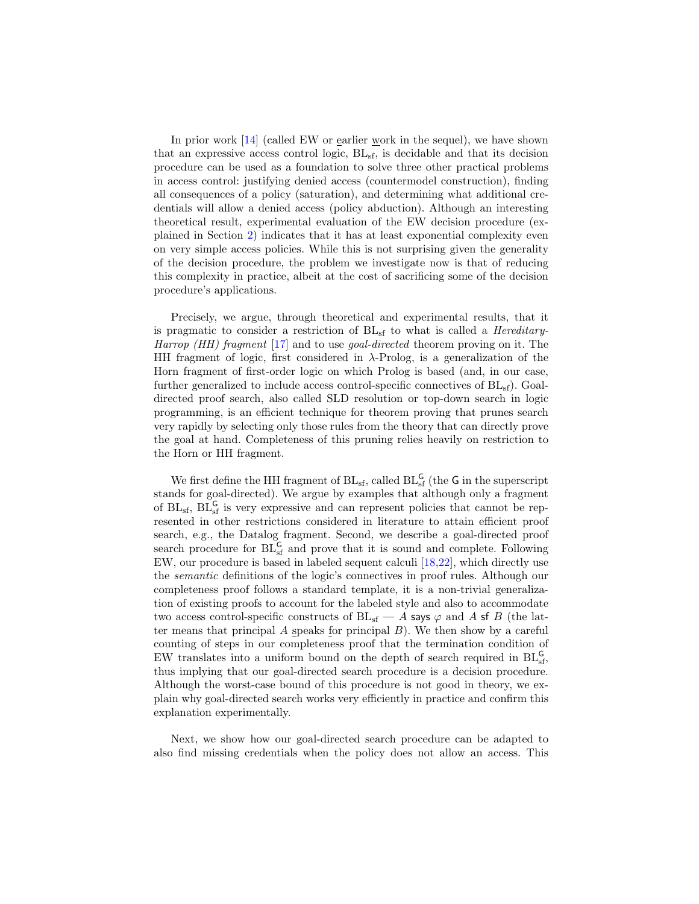In prior work [14] (called EW or earlier work in the sequel), we have shown that an expressive access control logic, $\mathrm{BL_{sf}}$, is decidable and that its decision procedure can be used as a foundation to solve three other practical problems in access control: justifying denied access (countermodel construction), finding all consequences of a policy (saturation), and determining what additional credentials will allow a denied access (policy abduction). Although an interesting theoretical result, experimental evaluation of the EW decision procedure (explained in Section 2) indicates that it has at least exponential complexity even on very simple access policies. While this is not surprising given the generality of the decision procedure, the problem we investigate now is that of reducing this complexity in practice, albeit at the cost of sacrificing some of the decision procedure's applications.

Precisely, we argue, through theoretical and experimental results, that it is pragmatic to consider a restriction of $\mathrm{BL_{sf}}$ to what is called a *Hereditary-Harrop (HH) fragment* [17] and to use *goal-directed* theorem proving on it. The HH fragment of logic, first considered in $\lambda$-Prolog, is a generalization of the Horn fragment of first-order logic on which Prolog is based (and, in our case, further generalized to include access control-specific connectives of $\mathrm{BL_{sf}}$). Goal-directed proof search, also called SLD resolution or top-down search in logic programming, is an efficient technique for theorem proving that prunes search very rapidly by selecting only those rules from the theory that can directly prove the goal at hand. Completeness of this pruning relies heavily on restriction to the Horn or HH fragment.

We first define the HH fragment of $\mathrm{BL_{sf}}$, called $\mathrm{BL_{sf}^{G}}$ (the $\mathsf{G}$ in the superscript stands for goal-directed). We argue by examples that although only a fragment of $\mathrm{BL_{sf}}$, $\mathrm{BL_{sf}^{G}}$ is very expressive and can represent policies that cannot be represented in other restrictions considered in literature to attain efficient proof search, e.g., the Datalog fragment. Second, we describe a goal-directed proof search procedure for $\mathrm{BL_{sf}^{G}}$ and prove that it is sound and complete. Following EW, our procedure is based in labeled sequent calculi [18,22], which directly use the *semantic* definitions of the logic's connectives in proof rules. Although our completeness proof follows a standard template, it is a non-trivial generalization of existing proofs to account for the labeled style and also to accommodate two access control-specific constructs of $\mathrm{BL_{sf}}$ — $A$ $\mathsf{says}$ $\varphi$ and $A$ $\mathsf{sf}$ $B$ (the latter means that principal $A$ speaks for principal $B$). We then show by a careful counting of steps in our completeness proof that the termination condition of EW translates into a uniform bound on the depth of search required in $\mathrm{BL_{sf}^{G}}$, thus implying that our goal-directed search procedure is a decision procedure. Although the worst-case bound of this procedure is not good in theory, we explain why goal-directed search works very efficiently in practice and confirm this explanation experimentally.

Next, we show how our goal-directed search procedure can be adapted to also find missing credentials when the policy does not allow an access. This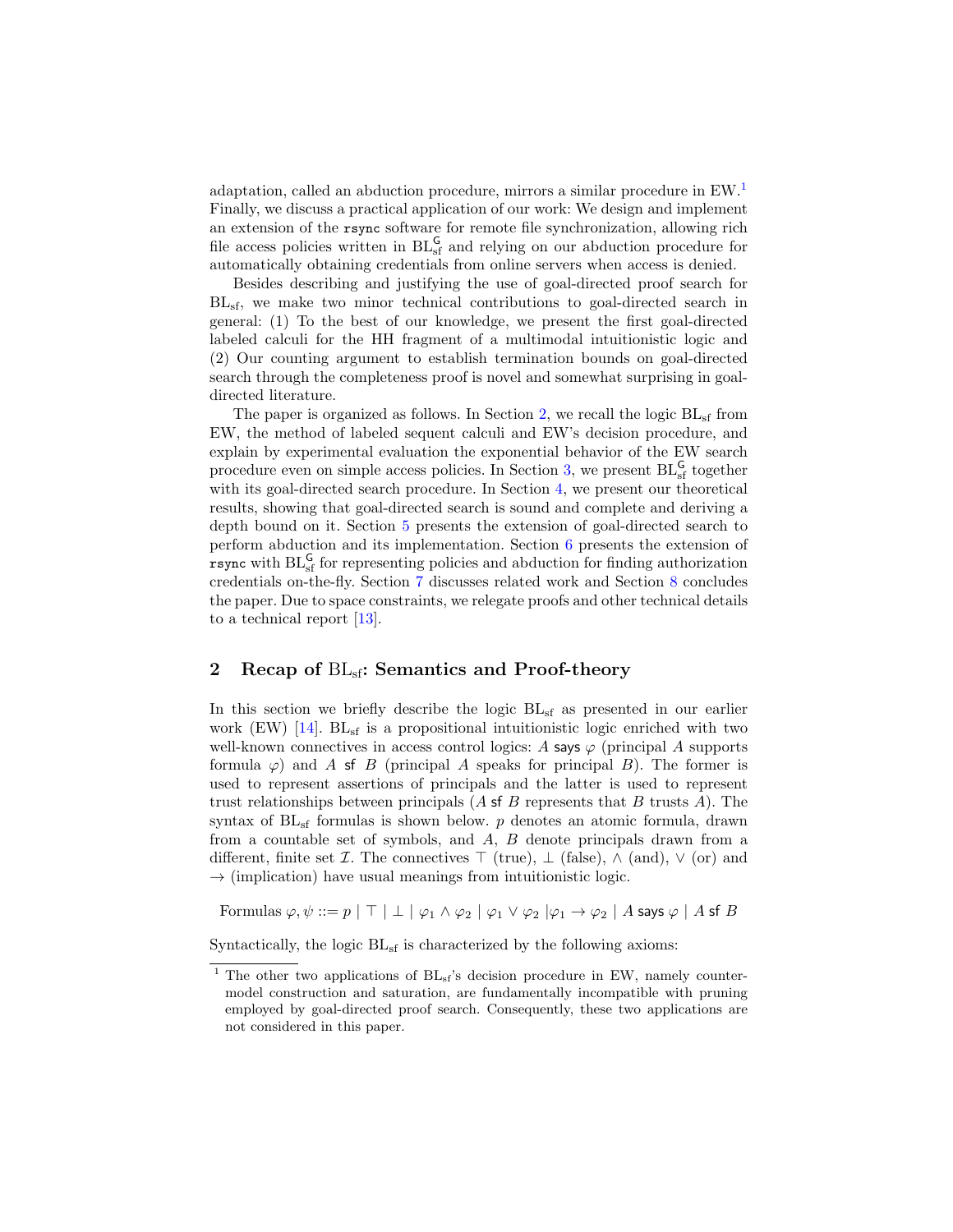adaptation, called an abduction procedure, mirrors a similar procedure in EW.[1] Finally, we discuss a practical application of our work: We design and implement an extension of the `rsync` software for remote file synchronization, allowing rich file access policies written in $\mathrm{BL}_{\mathrm{sf}}^{\mathsf{G}}$ and relying on our abduction procedure for automatically obtaining credentials from online servers when access is denied.

Besides describing and justifying the use of goal-directed proof search for $\mathrm{BL}_{\mathrm{sf}}$, we make two minor technical contributions to goal-directed search in general: (1) To the best of our knowledge, we present the first goal-directed labeled calculi for the HH fragment of a multimodal intuitionistic logic and (2) Our counting argument to establish termination bounds on goal-directed search through the completeness proof is novel and somewhat surprising in goal-directed literature.

The paper is organized as follows. In Section 2, we recall the logic $\mathrm{BL}_{\mathrm{sf}}$ from EW, the method of labeled sequent calculi and EW's decision procedure, and explain by experimental evaluation the exponential behavior of the EW search procedure even on simple access policies. In Section 3, we present $\mathrm{BL}_{\mathrm{sf}}^{\mathsf{G}}$ together with its goal-directed search procedure. In Section 4, we present our theoretical results, showing that goal-directed search is sound and complete and deriving a depth bound on it. Section 5 presents the extension of goal-directed search to perform abduction and its implementation. Section 6 presents the extension of `rsync` with $\mathrm{BL}_{\mathrm{sf}}^{\mathsf{G}}$ for representing policies and abduction for finding authorization credentials on-the-fly. Section 7 discusses related work and Section 8 concludes the paper. Due to space constraints, we relegate proofs and other technical details to a technical report [13].

## 2 Recap of $\mathrm{BL}_{\mathrm{sf}}$: Semantics and Proof-theory

In this section we briefly describe the logic $\mathrm{BL}_{\mathrm{sf}}$ as presented in our earlier work (EW) [14]. $\mathrm{BL}_{\mathrm{sf}}$ is a propositional intuitionistic logic enriched with two well-known connectives in access control logics: $A \mathsf{~says~} \varphi$ (principal $A$ supports formula $\varphi$) and $A \mathsf{~sf~} B$ (principal $A$ speaks for principal $B$). The former is used to represent assertions of principals and the latter is used to represent trust relationships between principals ($A \mathsf{~sf~} B$ represents that $B$ trusts $A$). The syntax of $\mathrm{BL}_{\mathrm{sf}}$ formulas is shown below. $p$ denotes an atomic formula, drawn from a countable set of symbols, and $A$, $B$ denote principals drawn from a different, finite set $\mathcal{I}$. The connectives $\top$ (true), $\bot$ (false), $\wedge$ (and), $\vee$ (or) and $\rightarrow$ (implication) have usual meanings from intuitionistic logic.

$$\text{Formulas } \varphi, \psi ::= p \mid \top \mid \bot \mid \varphi_1 \wedge \varphi_2 \mid \varphi_1 \vee \varphi_2 \mid \varphi_1 \rightarrow \varphi_2 \mid A \mathsf{~says~} \varphi \mid A \mathsf{~sf~} B$$

Syntactically, the logic $\mathrm{BL}_{\mathrm{sf}}$ is characterized by the following axioms:

[1] The other two applications of $\mathrm{BL}_{\mathrm{sf}}$'s decision procedure in EW, namely counter-model construction and saturation, are fundamentally incompatible with pruning employed by goal-directed proof search. Consequently, these two applications are not considered in this paper.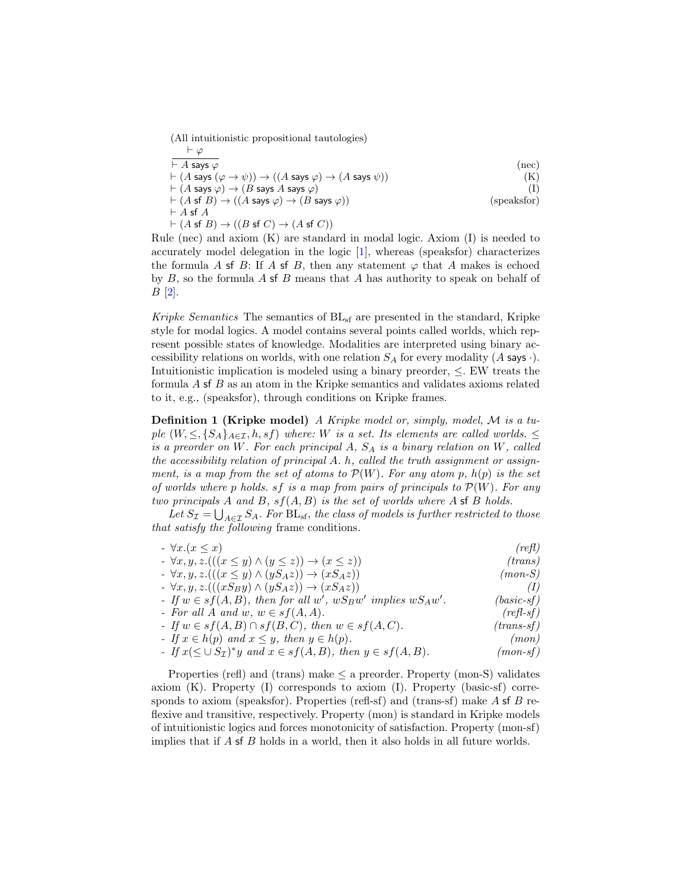(All intuitionistic propositional tautologies)

$$\frac{\vdash \varphi}{\vdash A \text{ says } \varphi} \quad \text{(nec)}$$

$\vdash (A \text{ says } (\varphi \to \psi)) \to ((A \text{ says } \varphi) \to (A \text{ says } \psi))$ (K)

$\vdash (A \text{ says } \varphi) \to (B \text{ says } A \text{ says } \varphi)$ (I)

$\vdash (A \text{ sf } B) \to ((A \text{ says } \varphi) \to (B \text{ says } \varphi))$ (speaksfor)

$\vdash A \text{ sf } A$

$\vdash (A \text{ sf } B) \to ((B \text{ sf } C) \to (A \text{ sf } C))$

Rule (nec) and axiom (K) are standard in modal logic. Axiom (I) is needed to accurately model delegation in the logic [1], whereas (speaksfor) characterizes the formula $A$ sf $B$: If $A$ sf $B$, then any statement $\varphi$ that $A$ makes is echoed by $B$, so the formula $A$ sf $B$ means that $A$ has authority to speak on behalf of $B$ [2].

*Kripke Semantics* The semantics of $\mathrm{BL_{sf}}$ are presented in the standard, Kripke style for modal logics. A model contains several points called worlds, which represent possible states of knowledge. Modalities are interpreted using binary accessibility relations on worlds, with one relation $S_A$ for every modality ($A$ says $\cdot$). Intuitionistic implication is modeled using a binary preorder, $\leq$. EW treats the formula $A$ sf $B$ as an atom in the Kripke semantics and validates axioms related to it, e.g., (speaksfor), through conditions on Kripke frames.

**Definition 1 (Kripke model)** *A Kripke model or, simply, model, $\mathcal{M}$ is a tuple $(W, \leq, \{S_A\}_{A \in \mathcal{I}}, h, sf)$ where: $W$ is a set. Its elements are called worlds. $\leq$ is a preorder on $W$. For each principal $A$, $S_A$ is a binary relation on $W$, called the accessibility relation of principal $A$. $h$, called the truth assignment or assignment, is a map from the set of atoms to $\mathcal{P}(W)$. For any atom $p$, $h(p)$ is the set of worlds where $p$ holds. $sf$ is a map from pairs of principals to $\mathcal{P}(W)$. For any two principals $A$ and $B$, $sf(A,B)$ is the set of worlds where $A$ sf $B$ holds.*

*Let $S_{\mathcal{I}} = \bigcup_{A \in \mathcal{I}} S_A$. For $\mathrm{BL_{sf}}$, the class of models is further restricted to those that satisfy the following* frame conditions.

- $\forall x.(x \leq x)$ *(refl)*
- $\forall x, y, z.(((x \leq y) \wedge (y \leq z)) \to (x \leq z))$ *(trans)*
- $\forall x, y, z.(((x \leq y) \wedge (y S_A z)) \to (x S_A z))$ *(mon-S)*
- $\forall x, y, z.(((x S_B y) \wedge (y S_A z)) \to (x S_A z))$ *(I)*
- *If $w \in sf(A,B)$, then for all $w'$, $w S_B w'$ implies $w S_A w'$.* *(basic-sf)*
- *For all $A$ and $w$, $w \in sf(A,A)$.* *(refl-sf)*
- *If $w \in sf(A,B) \cap sf(B,C)$, then $w \in sf(A,C)$.* *(trans-sf)*
- *If $x \in h(p)$ and $x \leq y$, then $y \in h(p)$.* *(mon)*
- *If $x (\leq \cup S_{\mathcal{I}})^* y$ and $x \in sf(A,B)$, then $y \in sf(A,B)$.* *(mon-sf)*

Properties (refl) and (trans) make $\leq$ a preorder. Property (mon-S) validates axiom (K). Property (I) corresponds to axiom (I). Property (basic-sf) corresponds to axiom (speaksfor). Properties (refl-sf) and (trans-sf) make $A$ sf $B$ reflexive and transitive, respectively. Property (mon) is standard in Kripke models of intuitionistic logics and forces monotonicity of satisfaction. Property (mon-sf) implies that if $A$ sf $B$ holds in a world, then it also holds in all future worlds.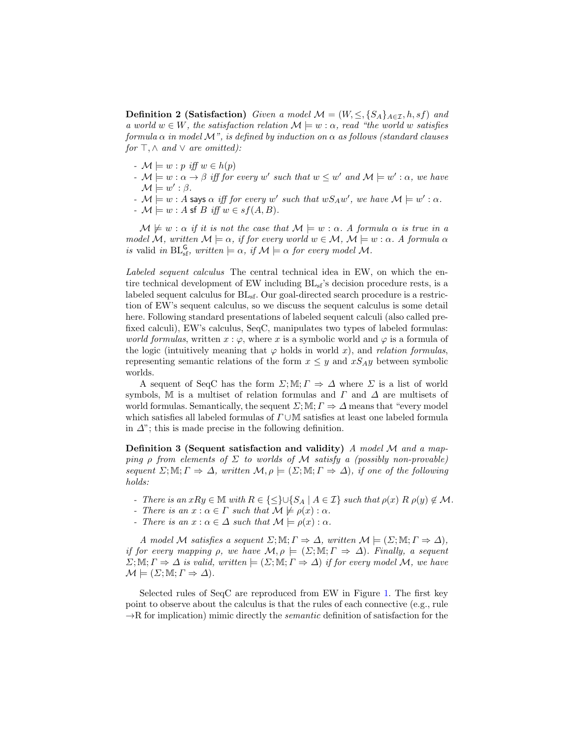**Definition 2 (Satisfaction)** *Given a model $\mathcal{M} = (W, \leq, \{S_A\}_{A \in \mathcal{I}}, h, sf)$ and a world $w \in W$, the satisfaction relation $\mathcal{M} \models w : \alpha$, read "the world $w$ satisfies formula $\alpha$ in model $\mathcal{M}$", is defined by induction on $\alpha$ as follows (standard clauses for $\top, \wedge$ and $\vee$ are omitted):*

- $\mathcal{M} \models w : p$ *iff* $w \in h(p)$
- $\mathcal{M} \models w : \alpha \rightarrow \beta$ *iff for every* $w'$ *such that* $w \leq w'$ *and* $\mathcal{M} \models w' : \alpha$, *we have* $\mathcal{M} \models w' : \beta$.
- $\mathcal{M} \models w : A \textsf{ says } \alpha$ *iff for every* $w'$ *such that* $wS_Aw'$, *we have* $\mathcal{M} \models w' : \alpha$.
- $\mathcal{M} \models w : A \textsf{ sf } B$ *iff* $w \in sf(A, B)$.

*$\mathcal{M} \not\models w : \alpha$ if it is not the case that $\mathcal{M} \models w : \alpha$. A formula $\alpha$ is true in a model $\mathcal{M}$, written $\mathcal{M} \models \alpha$, if for every world $w \in \mathcal{M}$, $\mathcal{M} \models w : \alpha$. A formula $\alpha$ is* valid *in* $\mathrm{BL}^{\mathsf{G}}_{\mathrm{sf}}$, *written* $\models \alpha$, *if* $\mathcal{M} \models \alpha$ *for every model* $\mathcal{M}$.

*Labeled sequent calculus* The central technical idea in EW, on which the entire technical development of EW including $\mathrm{BL}_{\mathrm{sf}}$'s decision procedure rests, is a labeled sequent calculus for $\mathrm{BL}_{\mathrm{sf}}$. Our goal-directed search procedure is a restriction of EW's sequent calculus, so we discuss the sequent calculus is some detail here. Following standard presentations of labeled sequent calculi (also called prefixed calculi), EW's calculus, SeqC, manipulates two types of labeled formulas: *world formulas*, written $x : \varphi$, where $x$ is a symbolic world and $\varphi$ is a formula of the logic (intuitively meaning that $\varphi$ holds in world $x$), and *relation formulas*, representing semantic relations of the form $x \leq y$ and $xS_Ay$ between symbolic worlds.

A sequent of SeqC has the form $\Sigma; \mathbb{M}; \Gamma \Rightarrow \Delta$ where $\Sigma$ is a list of world symbols, $\mathbb{M}$ is a multiset of relation formulas and $\Gamma$ and $\Delta$ are multisets of world formulas. Semantically, the sequent $\Sigma; \mathbb{M}; \Gamma \Rightarrow \Delta$ means that "every model which satisfies all labeled formulas of $\Gamma \cup \mathbb{M}$ satisfies at least one labeled formula in $\Delta$"; this is made precise in the following definition.

**Definition 3 (Sequent satisfaction and validity)** *A model $\mathcal{M}$ and a mapping $\rho$ from elements of $\Sigma$ to worlds of $\mathcal{M}$ satisfy a (possibly non-provable) sequent $\Sigma; \mathbb{M}; \Gamma \Rightarrow \Delta$, written $\mathcal{M}, \rho \models (\Sigma; \mathbb{M}; \Gamma \Rightarrow \Delta)$, if one of the following holds:*

- *There is an $xRy \in \mathbb{M}$ with $R \in \{\leq\} \cup \{S_A \mid A \in \mathcal{I}\}$ such that $\rho(x)\ R\ \rho(y) \notin \mathcal{M}$.*
- *There is an $x : \alpha \in \Gamma$ such that $\mathcal{M} \not\models \rho(x) : \alpha$.*
- *There is an $x : \alpha \in \Delta$ such that $\mathcal{M} \models \rho(x) : \alpha$.*

*A model $\mathcal{M}$ satisfies a sequent $\Sigma; \mathbb{M}; \Gamma \Rightarrow \Delta$, written $\mathcal{M} \models (\Sigma; \mathbb{M}; \Gamma \Rightarrow \Delta)$, if for every mapping $\rho$, we have $\mathcal{M}, \rho \models (\Sigma; \mathbb{M}; \Gamma \Rightarrow \Delta)$. Finally, a sequent $\Sigma; \mathbb{M}; \Gamma \Rightarrow \Delta$ is valid, written $\models (\Sigma; \mathbb{M}; \Gamma \Rightarrow \Delta)$ if for every model $\mathcal{M}$, we have $\mathcal{M} \models (\Sigma; \mathbb{M}; \Gamma \Rightarrow \Delta)$.*

Selected rules of SeqC are reproduced from EW in Figure 1. The first key point to observe about the calculus is that the rules of each connective (e.g., rule $\rightarrow$R for implication) mimic directly the *semantic* definition of satisfaction for the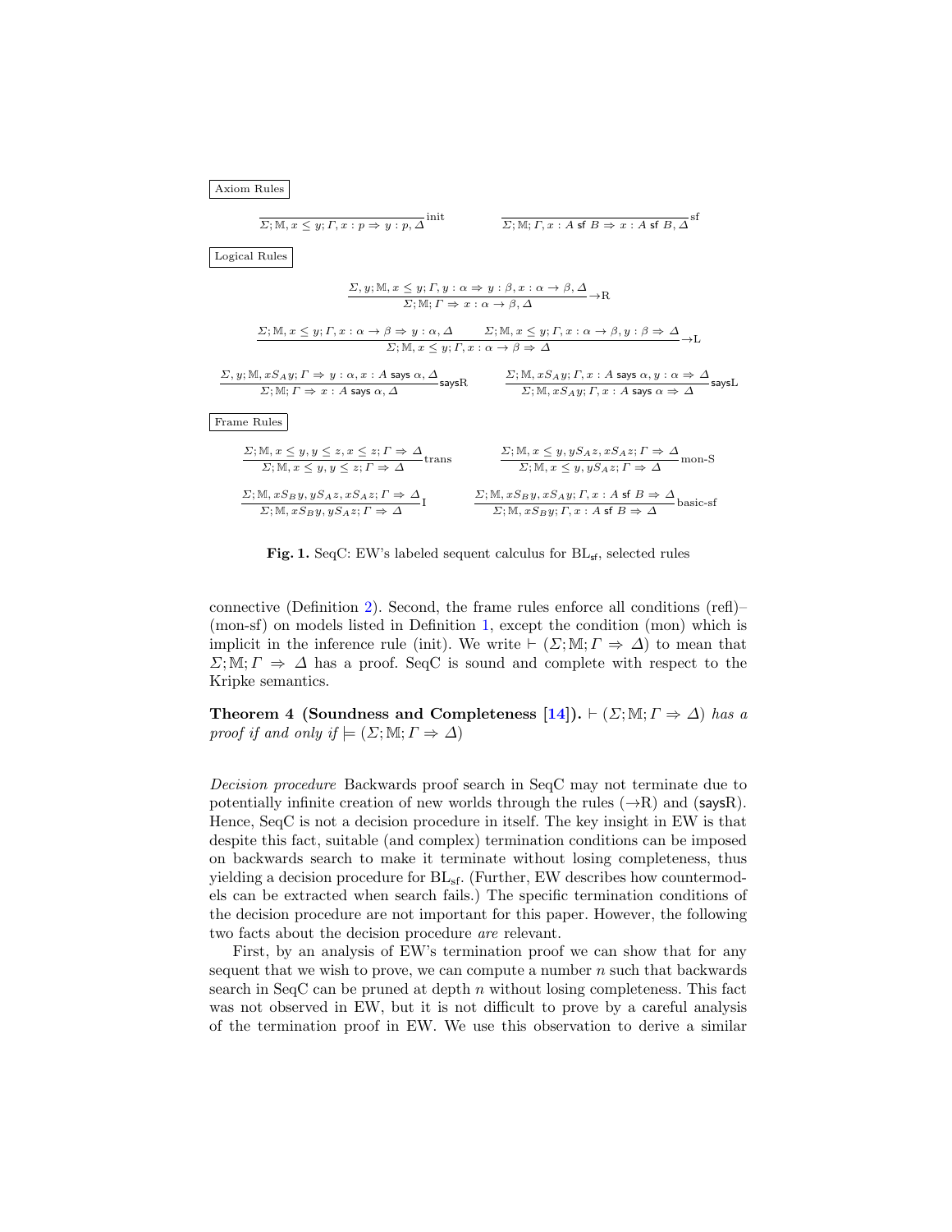**Axiom Rules**

$$\frac{}{\Sigma; \mathbb{M}, x \leq y; \Gamma, x : p \Rightarrow y : p, \Delta}\text{init} \qquad \frac{}{\Sigma; \mathbb{M}; \Gamma, x : A \mathsf{\ sf\ } B \Rightarrow x : A \mathsf{\ sf\ } B, \Delta}\text{sf}$$

**Logical Rules**

$$\frac{\Sigma, y; \mathbb{M}, x \leq y; \Gamma, y : \alpha \Rightarrow y : \beta, x : \alpha \to \beta, \Delta}{\Sigma; \mathbb{M}; \Gamma \Rightarrow x : \alpha \to \beta, \Delta}\to\text{R}$$

$$\frac{\Sigma; \mathbb{M}, x \leq y; \Gamma, x : \alpha \to \beta \Rightarrow y : \alpha, \Delta \qquad \Sigma; \mathbb{M}, x \leq y; \Gamma, x : \alpha \to \beta, y : \beta \Rightarrow \Delta}{\Sigma; \mathbb{M}, x \leq y; \Gamma, x : \alpha \to \beta \Rightarrow \Delta}\to\text{L}$$

$$\frac{\Sigma, y; \mathbb{M}, xS_A y; \Gamma \Rightarrow y : \alpha, x : A \mathsf{\ says\ } \alpha, \Delta}{\Sigma; \mathbb{M}; \Gamma \Rightarrow x : A \mathsf{\ says\ } \alpha, \Delta}\mathsf{saysR} \qquad \frac{\Sigma; \mathbb{M}, xS_A y; \Gamma, x : A \mathsf{\ says\ } \alpha, y : \alpha \Rightarrow \Delta}{\Sigma; \mathbb{M}, xS_A y; \Gamma, x : A \mathsf{\ says\ } \alpha \Rightarrow \Delta}\mathsf{saysL}$$

**Frame Rules**

$$\frac{\Sigma; \mathbb{M}, x \leq y, y \leq z, x \leq z; \Gamma \Rightarrow \Delta}{\Sigma; \mathbb{M}, x \leq y, y \leq z; \Gamma \Rightarrow \Delta}\text{trans} \qquad \frac{\Sigma; \mathbb{M}, x \leq y, yS_A z, xS_A z; \Gamma \Rightarrow \Delta}{\Sigma; \mathbb{M}, x \leq y, yS_A z; \Gamma \Rightarrow \Delta}\text{mon-S}$$

$$\frac{\Sigma; \mathbb{M}, xS_B y, yS_A z, xS_A z; \Gamma \Rightarrow \Delta}{\Sigma; \mathbb{M}, xS_B y, yS_A z; \Gamma \Rightarrow \Delta}\text{I} \qquad \frac{\Sigma; \mathbb{M}, xS_B y, xS_A y; \Gamma, x : A \mathsf{\ sf\ } B \Rightarrow \Delta}{\Sigma; \mathbb{M}, xS_B y; \Gamma, x : A \mathsf{\ sf\ } B \Rightarrow \Delta}\text{basic-sf}$$

**Fig. 1.** SeqC: EW's labeled sequent calculus for $\text{BL}_{\mathsf{sf}}$, selected rules

connective (Definition 2). Second, the frame rules enforce all conditions (refl)–(mon-sf) on models listed in Definition 1, except the condition (mon) which is implicit in the inference rule (init). We write $\vdash (\Sigma; \mathbb{M}; \Gamma \Rightarrow \Delta)$ to mean that $\Sigma; \mathbb{M}; \Gamma \Rightarrow \Delta$ has a proof. SeqC is sound and complete with respect to the Kripke semantics.

**Theorem 4 (Soundness and Completeness [14]).** *$\vdash (\Sigma; \mathbb{M}; \Gamma \Rightarrow \Delta)$ has a proof if and only if $\models (\Sigma; \mathbb{M}; \Gamma \Rightarrow \Delta)$*

*Decision procedure* Backwards proof search in SeqC may not terminate due to potentially infinite creation of new worlds through the rules ($\to$R) and ($\mathsf{saysR}$). Hence, SeqC is not a decision procedure in itself. The key insight in EW is that despite this fact, suitable (and complex) termination conditions can be imposed on backwards search to make it terminate without losing completeness, thus yielding a decision procedure for $\text{BL}_{\text{sf}}$. (Further, EW describes how countermodels can be extracted when search fails.) The specific termination conditions of the decision procedure are not important for this paper. However, the following two facts about the decision procedure *are* relevant.

First, by an analysis of EW's termination proof we can show that for any sequent that we wish to prove, we can compute a number $n$ such that backwards search in SeqC can be pruned at depth $n$ without losing completeness. This fact was not observed in EW, but it is not difficult to prove by a careful analysis of the termination proof in EW. We use this observation to derive a similar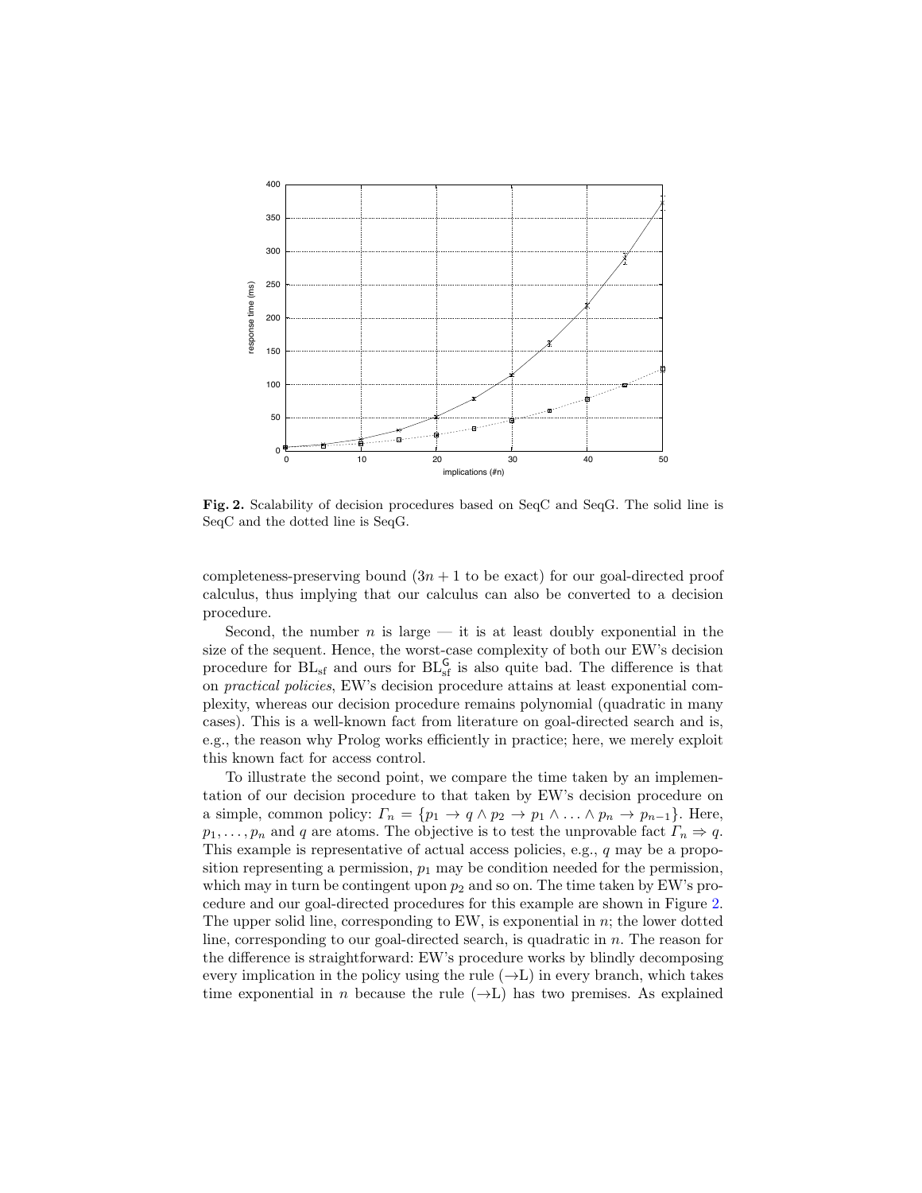**Fig. 2.** Scalability of decision procedures based on SeqC and SeqG. The solid line is SeqC and the dotted line is SeqG.

completeness-preserving bound ($3n + 1$ to be exact) for our goal-directed proof calculus, thus implying that our calculus can also be converted to a decision procedure.

Second, the number $n$ is large — it is at least doubly exponential in the size of the sequent. Hence, the worst-case complexity of both our EW's decision procedure for $\mathrm{BL_{sf}}$ and ours for $\mathrm{BL_{sf}^{G}}$ is also quite bad. The difference is that on *practical policies*, EW's decision procedure attains at least exponential complexity, whereas our decision procedure remains polynomial (quadratic in many cases). This is a well-known fact from literature on goal-directed search and is, e.g., the reason why Prolog works efficiently in practice; here, we merely exploit this known fact for access control.

To illustrate the second point, we compare the time taken by an implementation of our decision procedure to that taken by EW's decision procedure on a simple, common policy: $\Gamma_n = \{p_1 \to q \wedge p_2 \to p_1 \wedge \ldots \wedge p_n \to p_{n-1}\}$. Here, $p_1, \ldots, p_n$ and $q$ are atoms. The objective is to test the unprovable fact $\Gamma_n \Rightarrow q$. This example is representative of actual access policies, e.g., $q$ may be a proposition representing a permission, $p_1$ may be condition needed for the permission, which may in turn be contingent upon $p_2$ and so on. The time taken by EW's procedure and our goal-directed procedures for this example are shown in Figure 2. The upper solid line, corresponding to EW, is exponential in $n$; the lower dotted line, corresponding to our goal-directed search, is quadratic in $n$. The reason for the difference is straightforward: EW's procedure works by blindly decomposing every implication in the policy using the rule ($\to$L) in every branch, which takes time exponential in $n$ because the rule ($\to$L) has two premises. As explained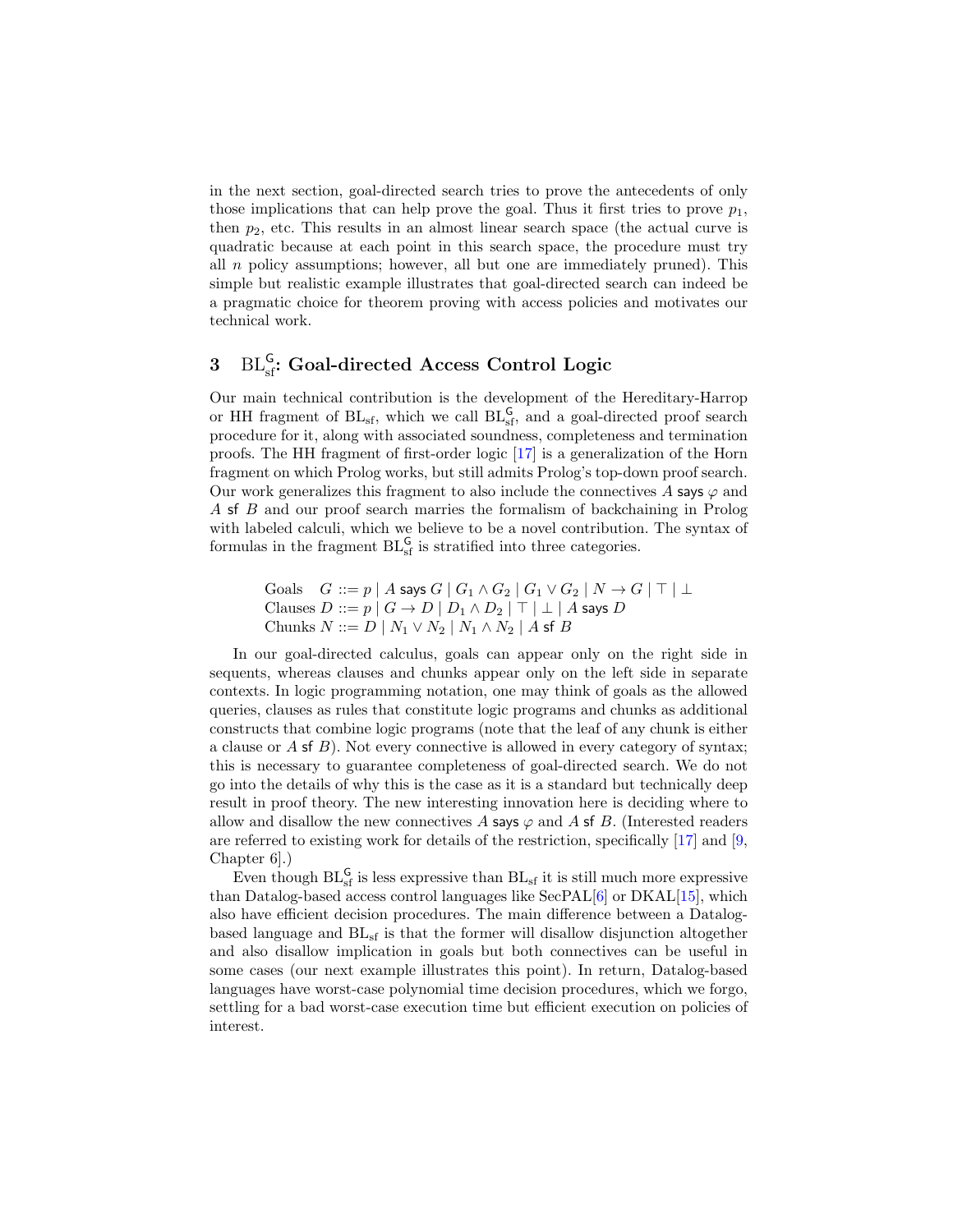in the next section, goal-directed search tries to prove the antecedents of only those implications that can help prove the goal. Thus it first tries to prove $p_1$, then $p_2$, etc. This results in an almost linear search space (the actual curve is quadratic because at each point in this search space, the procedure must try all $n$ policy assumptions; however, all but one are immediately pruned). This simple but realistic example illustrates that goal-directed search can indeed be a pragmatic choice for theorem proving with access policies and motivates our technical work.

## 3 $\mathrm{BL}_{\mathrm{sf}}^{\mathsf{G}}$: Goal-directed Access Control Logic

Our main technical contribution is the development of the Hereditary-Harrop or HH fragment of $\mathrm{BL}_{\mathrm{sf}}$, which we call $\mathrm{BL}_{\mathrm{sf}}^{\mathsf{G}}$, and a goal-directed proof search procedure for it, along with associated soundness, completeness and termination proofs. The HH fragment of first-order logic [17] is a generalization of the Horn fragment on which Prolog works, but still admits Prolog's top-down proof search. Our work generalizes this fragment to also include the connectives $A \;\mathsf{says}\; \varphi$ and $A \;\mathsf{sf}\; B$ and our proof search marries the formalism of backchaining in Prolog with labeled calculi, which we believe to be a novel contribution. The syntax of formulas in the fragment $\mathrm{BL}_{\mathrm{sf}}^{\mathsf{G}}$ is stratified into three categories.

$$
\begin{array}{ll}
\text{Goals} & G ::= p \mid A \;\mathsf{says}\; G \mid G_1 \wedge G_2 \mid G_1 \vee G_2 \mid N \to G \mid \top \mid \bot \\
\text{Clauses} & D ::= p \mid G \to D \mid D_1 \wedge D_2 \mid \top \mid \bot \mid A \;\mathsf{says}\; D \\
\text{Chunks} & N ::= D \mid N_1 \vee N_2 \mid N_1 \wedge N_2 \mid A \;\mathsf{sf}\; B
\end{array}
$$

In our goal-directed calculus, goals can appear only on the right side in sequents, whereas clauses and chunks appear only on the left side in separate contexts. In logic programming notation, one may think of goals as the allowed queries, clauses as rules that constitute logic programs and chunks as additional constructs that combine logic programs (note that the leaf of any chunk is either a clause or $A \;\mathsf{sf}\; B$). Not every connective is allowed in every category of syntax; this is necessary to guarantee completeness of goal-directed search. We do not go into the details of why this is the case as it is a standard but technically deep result in proof theory. The new interesting innovation here is deciding where to allow and disallow the new connectives $A \;\mathsf{says}\; \varphi$ and $A \;\mathsf{sf}\; B$. (Interested readers are referred to existing work for details of the restriction, specifically [17] and [9, Chapter 6].)

Even though $\mathrm{BL}_{\mathrm{sf}}^{\mathsf{G}}$ is less expressive than $\mathrm{BL}_{\mathrm{sf}}$ it is still much more expressive than Datalog-based access control languages like SecPAL[6] or DKAL[15], which also have efficient decision procedures. The main difference between a Datalog-based language and $\mathrm{BL}_{\mathrm{sf}}$ is that the former will disallow disjunction altogether and also disallow implication in goals but both connectives can be useful in some cases (our next example illustrates this point). In return, Datalog-based languages have worst-case polynomial time decision procedures, which we forgo, settling for a bad worst-case execution time but efficient execution on policies of interest.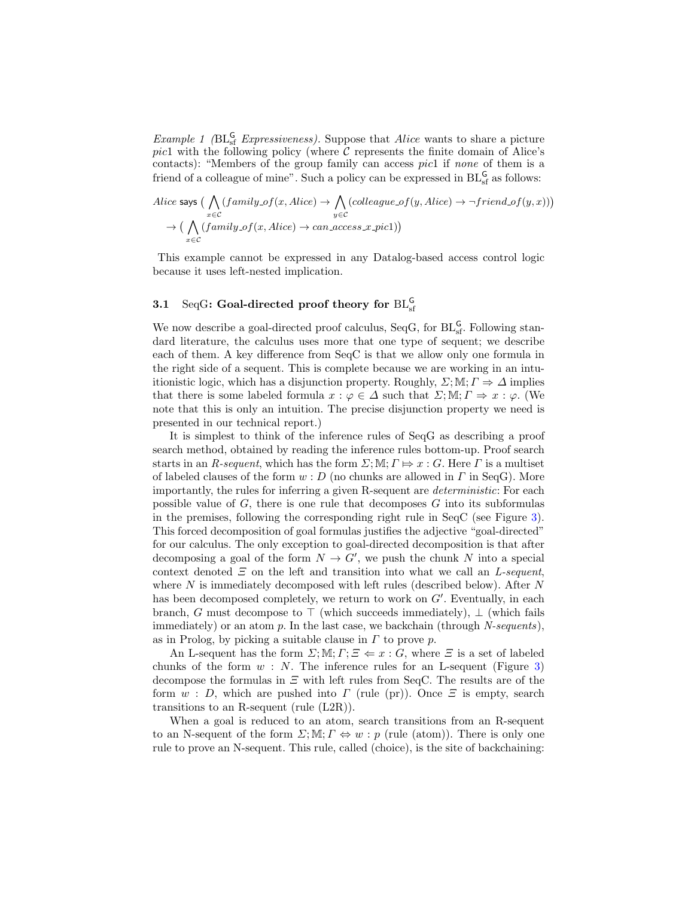*Example 1 ($\mathrm{BL}^{\mathsf{G}}_{\mathrm{sf}}$ Expressiveness).* Suppose that *Alice* wants to share a picture *pic*1 with the following policy (where $\mathcal{C}$ represents the finite domain of Alice's contacts): "Members of the group family can access *pic*1 if *none* of them is a friend of a colleague of mine". Such a policy can be expressed in $\mathrm{BL}^{\mathsf{G}}_{\mathrm{sf}}$ as follows:

$$
\begin{aligned}
&Alice \ \mathsf{says}\ \big( \bigwedge_{x \in \mathcal{C}} (family\_of(x, Alice) \rightarrow \bigwedge_{y \in \mathcal{C}} (colleague\_of(y, Alice) \rightarrow \neg friend\_of(y, x))\big) \\
&\quad \rightarrow \big( \bigwedge_{x \in \mathcal{C}} (family\_of(x, Alice) \rightarrow can\_access\_x\_pic1)\big)
\end{aligned}
$$

This example cannot be expressed in any Datalog-based access control logic because it uses left-nested implication.

### 3.1 SeqG: Goal-directed proof theory for $\mathrm{BL}^{\mathsf{G}}_{\mathrm{sf}}$

We now describe a goal-directed proof calculus, SeqG, for $\mathrm{BL}^{\mathsf{G}}_{\mathrm{sf}}$. Following standard literature, the calculus uses more that one type of sequent; we describe each of them. A key difference from SeqC is that we allow only one formula in the right side of a sequent. This is complete because we are working in an intuitionistic logic, which has a disjunction property. Roughly, $\Sigma; \mathbb{M}; \Gamma \Rightarrow \Delta$ implies that there is some labeled formula $x : \varphi \in \Delta$ such that $\Sigma; \mathbb{M}; \Gamma \Rightarrow x : \varphi$. (We note that this is only an intuition. The precise disjunction property we need is presented in our technical report.)

It is simplest to think of the inference rules of SeqG as describing a proof search method, obtained by reading the inference rules bottom-up. Proof search starts in an *R-sequent*, which has the form $\Sigma; \mathbb{M}; \Gamma \mapsto x : G$. Here $\Gamma$ is a multiset of labeled clauses of the form $w : D$ (no chunks are allowed in $\Gamma$ in SeqG). More importantly, the rules for inferring a given R-sequent are *deterministic*: For each possible value of $G$, there is one rule that decomposes $G$ into its subformulas in the premises, following the corresponding right rule in SeqC (see Figure 3). This forced decomposition of goal formulas justifies the adjective "goal-directed" for our calculus. The only exception to goal-directed decomposition is that after decomposing a goal of the form $N \rightarrow G'$, we push the chunk $N$ into a special context denoted $\Xi$ on the left and transition into what we call an *L-sequent*, where $N$ is immediately decomposed with left rules (described below). After $N$ has been decomposed completely, we return to work on $G'$. Eventually, in each branch, $G$ must decompose to $\top$ (which succeeds immediately), $\bot$ (which fails immediately) or an atom $p$. In the last case, we backchain (through *N-sequents*), as in Prolog, by picking a suitable clause in $\Gamma$ to prove $p$.

An L-sequent has the form $\Sigma; \mathbb{M}; \Gamma; \Xi \Leftarrow x : G$, where $\Xi$ is a set of labeled chunks of the form $w : N$. The inference rules for an L-sequent (Figure 3) decompose the formulas in $\Xi$ with left rules from SeqC. The results are of the form $w : D$, which are pushed into $\Gamma$ (rule (pr)). Once $\Xi$ is empty, search transitions to an R-sequent (rule (L2R)).

When a goal is reduced to an atom, search transitions from an R-sequent to an N-sequent of the form $\Sigma; \mathbb{M}; \Gamma \Leftrightarrow w : p$ (rule (atom)). There is only one rule to prove an N-sequent. This rule, called (choice), is the site of backchaining: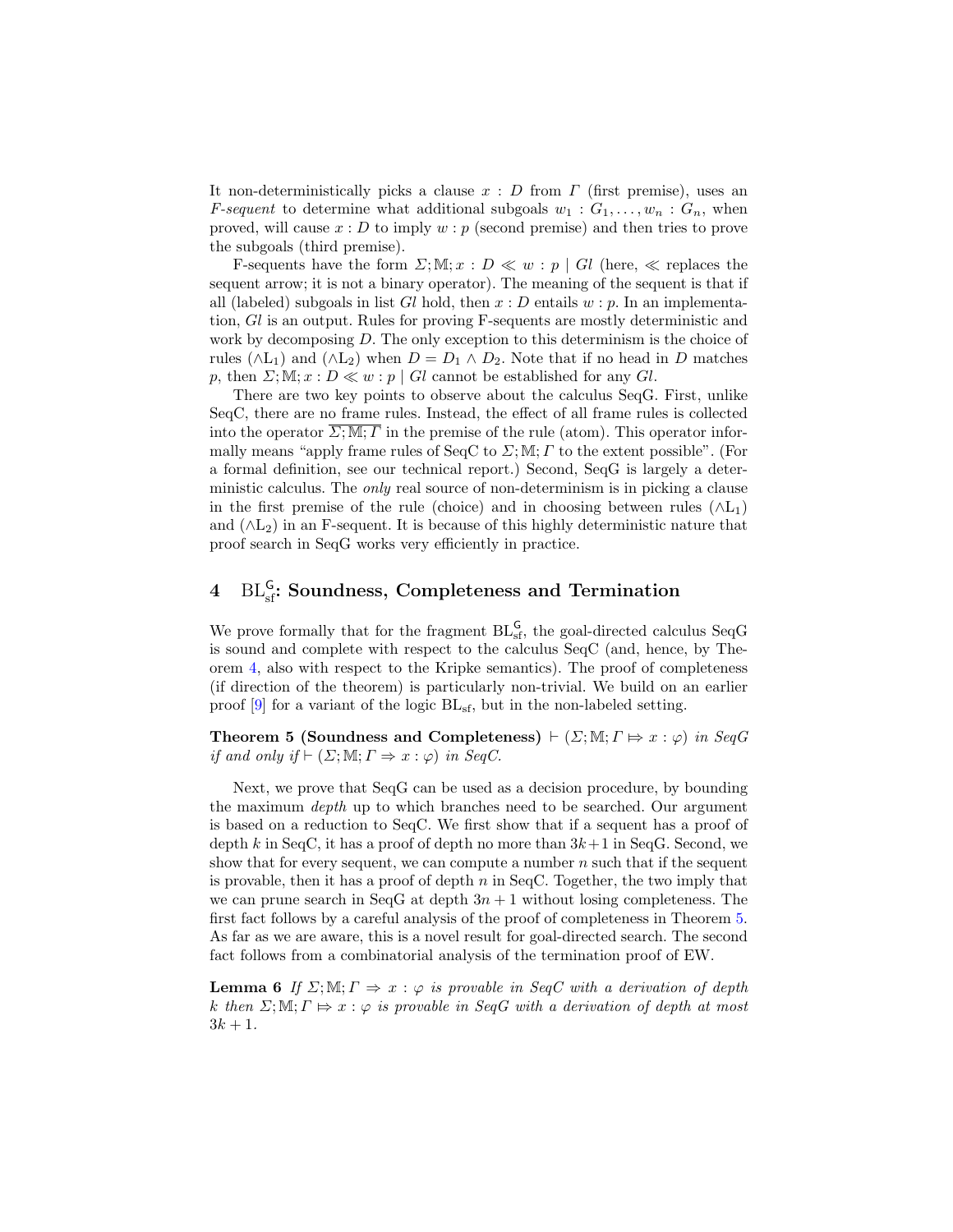It non-deterministically picks a clause $x : D$ from $\Gamma$ (first premise), uses an *F-sequent* to determine what additional subgoals $w_1 : G_1, \ldots, w_n : G_n$, when proved, will cause $x : D$ to imply $w : p$ (second premise) and then tries to prove the subgoals (third premise).

F-sequents have the form $\Sigma; \mathbb{M}; x : D \ll w : p \mid Gl$ (here, $\ll$ replaces the sequent arrow; it is not a binary operator). The meaning of the sequent is that if all (labeled) subgoals in list $Gl$ hold, then $x : D$ entails $w : p$. In an implementation, $Gl$ is an output. Rules for proving F-sequents are mostly deterministic and work by decomposing $D$. The only exception to this determinism is the choice of rules ($\wedge \mathrm{L}_1$) and ($\wedge \mathrm{L}_2$) when $D = D_1 \wedge D_2$. Note that if no head in $D$ matches $p$, then $\Sigma; \mathbb{M}; x : D \ll w : p \mid Gl$ cannot be established for any $Gl$.

There are two key points to observe about the calculus SeqG. First, unlike SeqC, there are no frame rules. Instead, the effect of all frame rules is collected into the operator $\overline{\Sigma; \mathbb{M}; \Gamma}$ in the premise of the rule (atom). This operator informally means "apply frame rules of SeqC to $\Sigma; \mathbb{M}; \Gamma$ to the extent possible". (For a formal definition, see our technical report.) Second, SeqG is largely a deterministic calculus. The *only* real source of non-determinism is in picking a clause in the first premise of the rule (choice) and in choosing between rules ($\wedge \mathrm{L}_1$) and ($\wedge \mathrm{L}_2$) in an F-sequent. It is because of this highly deterministic nature that proof search in SeqG works very efficiently in practice.

## 4 $\mathrm{BL}_{\mathrm{sf}}^{\mathsf{G}}$: Soundness, Completeness and Termination

We prove formally that for the fragment $\mathrm{BL}_{\mathrm{sf}}^{\mathsf{G}}$, the goal-directed calculus SeqG is sound and complete with respect to the calculus SeqC (and, hence, by Theorem 4, also with respect to the Kripke semantics). The proof of completeness (if direction of the theorem) is particularly non-trivial. We build on an earlier proof [9] for a variant of the logic $\mathrm{BL}_{\mathrm{sf}}$, but in the non-labeled setting.

**Theorem 5 (Soundness and Completeness)** *$\vdash (\Sigma; \mathbb{M}; \Gamma \Mapsto x : \varphi)$ in SeqG if and only if $\vdash (\Sigma; \mathbb{M}; \Gamma \Rightarrow x : \varphi)$ in SeqC.*

Next, we prove that SeqG can be used as a decision procedure, by bounding the maximum *depth* up to which branches need to be searched. Our argument is based on a reduction to SeqC. We first show that if a sequent has a proof of depth $k$ in SeqC, it has a proof of depth no more than $3k+1$ in SeqG. Second, we show that for every sequent, we can compute a number $n$ such that if the sequent is provable, then it has a proof of depth $n$ in SeqC. Together, the two imply that we can prune search in SeqG at depth $3n+1$ without losing completeness. The first fact follows by a careful analysis of the proof of completeness in Theorem 5. As far as we are aware, this is a novel result for goal-directed search. The second fact follows from a combinatorial analysis of the termination proof of EW.

**Lemma 6** *If $\Sigma; \mathbb{M}; \Gamma \Rightarrow x : \varphi$ is provable in SeqC with a derivation of depth $k$ then $\Sigma; \mathbb{M}; \Gamma \Mapsto x : \varphi$ is provable in SeqG with a derivation of depth at most $3k+1$.*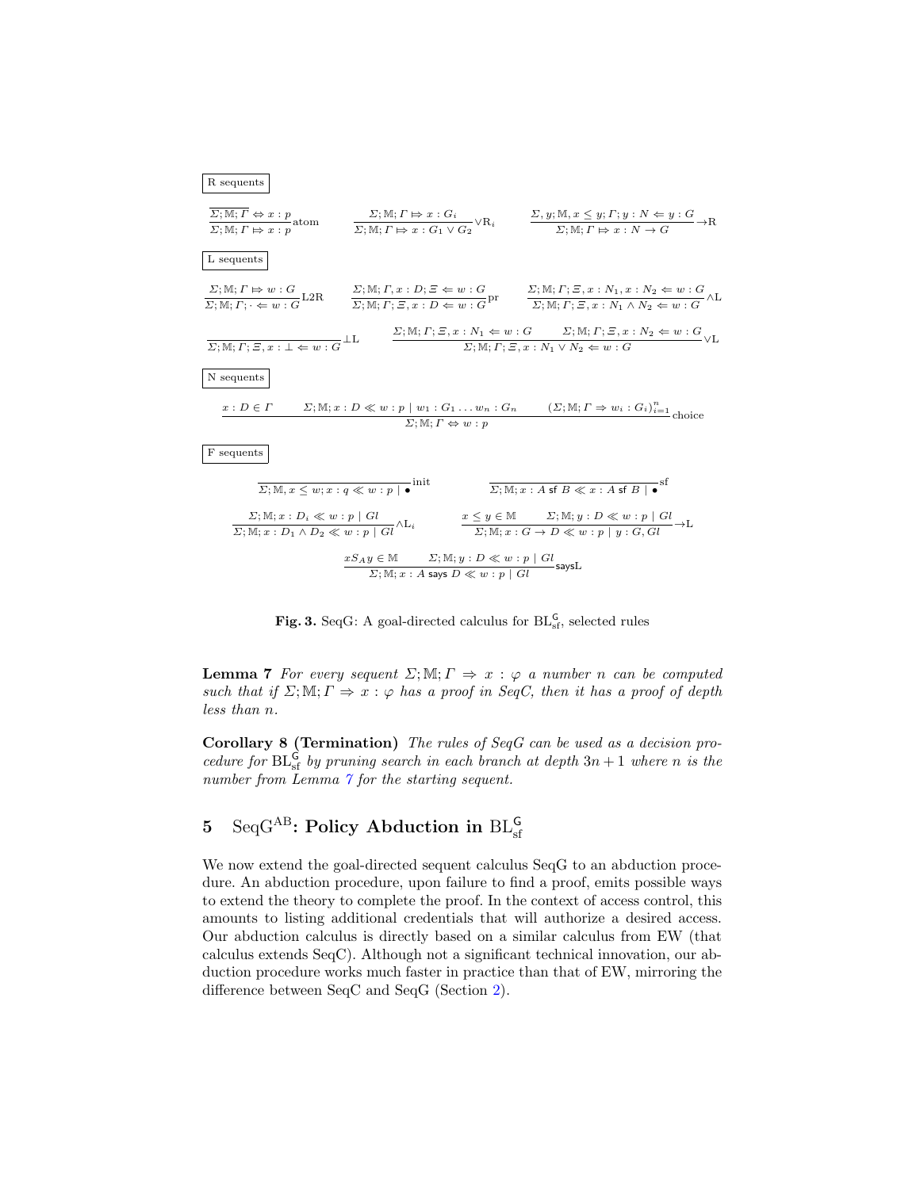R sequents

$$\frac{\overline{\Sigma; \mathbb{M}; \Gamma \Leftrightarrow x : p}}{\Sigma; \mathbb{M}; \Gamma \mapsto x : p}\text{atom} \qquad \frac{\Sigma; \mathbb{M}; \Gamma \mapsto x : G_i}{\Sigma; \mathbb{M}; \Gamma \mapsto x : G_1 \vee G_2}\vee\text{R}_i \qquad \frac{\Sigma, y; \mathbb{M}, x \leq y; \Gamma; y : N \Leftarrow y : G}{\Sigma; \mathbb{M}; \Gamma \mapsto x : N \rightarrow G}\rightarrow\text{R}$$

L sequents

$$\frac{\Sigma; \mathbb{M}; \Gamma \mapsto w : G}{\Sigma; \mathbb{M}; \Gamma; \cdot \Leftarrow w : G}\text{L2R} \qquad \frac{\Sigma; \mathbb{M}; \Gamma, x : D; \Xi \Leftarrow w : G}{\Sigma; \mathbb{M}; \Gamma; \Xi, x : D \Leftarrow w : G}\text{pr} \qquad \frac{\Sigma; \mathbb{M}; \Gamma; \Xi, x : N_1, x : N_2 \Leftarrow w : G}{\Sigma; \mathbb{M}; \Gamma; \Xi, x : N_1 \wedge N_2 \Leftarrow w : G}\wedge\text{L}$$

$$\frac{}{\Sigma; \mathbb{M}; \Gamma; \Xi, x : \bot \Leftarrow w : G}\bot\text{L} \qquad \frac{\Sigma; \mathbb{M}; \Gamma; \Xi, x : N_1 \Leftarrow w : G \qquad \Sigma; \mathbb{M}; \Gamma; \Xi, x : N_2 \Leftarrow w : G}{\Sigma; \mathbb{M}; \Gamma; \Xi, x : N_1 \vee N_2 \Leftarrow w : G}\vee\text{L}$$

N sequents

$$\frac{x : D \in \Gamma \qquad \Sigma; \mathbb{M}; x : D \ll w : p \mid w_1 : G_1 \ldots w_n : G_n \qquad (\Sigma; \mathbb{M}; \Gamma \Rightarrow w_i : G_i)_{i=1}^{n}}{\Sigma; \mathbb{M}; \Gamma \Leftrightarrow w : p}\text{choice}$$

F sequents

$$\frac{}{\Sigma; \mathbb{M}, x \leq w; x : q \ll w : p \mid \bullet}\text{init} \qquad \frac{}{\Sigma; \mathbb{M}; x : A \;\mathsf{sf}\; B \ll x : A \;\mathsf{sf}\; B \mid \bullet}\text{sf}$$

$$\frac{\Sigma; \mathbb{M}; x : D_i \ll w : p \mid Gl}{\Sigma; \mathbb{M}; x : D_1 \wedge D_2 \ll w : p \mid Gl}\wedge\text{L}_i \qquad \frac{x \leq y \in \mathbb{M} \qquad \Sigma; \mathbb{M}; y : D \ll w : p \mid Gl}{\Sigma; \mathbb{M}; x : G \rightarrow D \ll w : p \mid y : G, Gl}\rightarrow\text{L}$$

$$\frac{x S_A y \in \mathbb{M} \qquad \Sigma; \mathbb{M}; y : D \ll w : p \mid Gl}{\Sigma; \mathbb{M}; x : A \;\mathsf{says}\; D \ll w : p \mid Gl}\mathsf{saysL}$$

**Fig. 3.** SeqG: A goal-directed calculus for $\text{BL}_{\text{sf}}^{\mathsf{G}}$, selected rules

**Lemma 7** *For every sequent $\Sigma; \mathbb{M}; \Gamma \Rightarrow x : \varphi$ a number $n$ can be computed such that if $\Sigma; \mathbb{M}; \Gamma \Rightarrow x : \varphi$ has a proof in SeqC, then it has a proof of depth less than $n$.*

**Corollary 8 (Termination)** *The rules of SeqG can be used as a decision procedure for $\text{BL}_{\text{sf}}^{\mathsf{G}}$ by pruning search in each branch at depth $3n+1$ where $n$ is the number from Lemma 7 for the starting sequent.*

## 5 $\text{SeqG}^{\text{AB}}$: Policy Abduction in $\text{BL}_{\text{sf}}^{\mathsf{G}}$

We now extend the goal-directed sequent calculus SeqG to an abduction procedure. An abduction procedure, upon failure to find a proof, emits possible ways to extend the theory to complete the proof. In the context of access control, this amounts to listing additional credentials that will authorize a desired access. Our abduction calculus is directly based on a similar calculus from EW (that calculus extends SeqC). Although not a significant technical innovation, our abduction procedure works much faster in practice than that of EW, mirroring the difference between SeqC and SeqG (Section 2).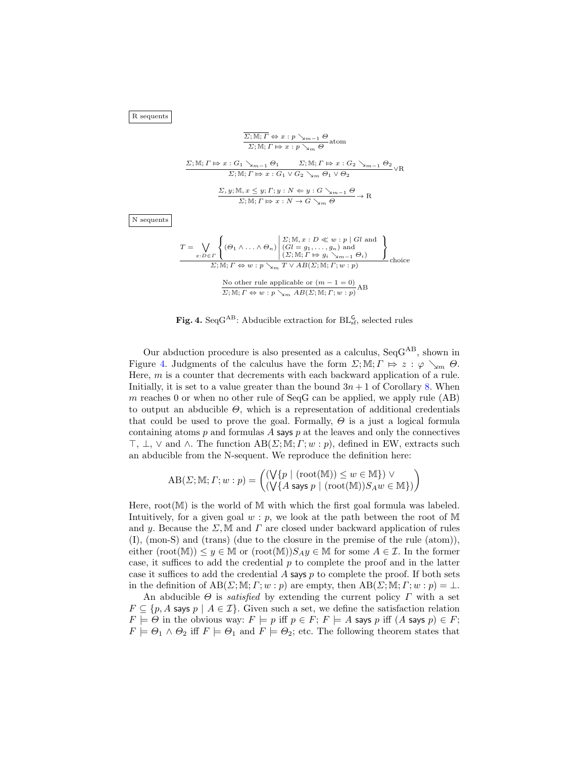R sequents

$$\frac{\overline{\Sigma; \mathbb{M}; \Gamma \Leftrightarrow x : p \searrow_{m-1} \Theta}}{\Sigma; \mathbb{M}; \Gamma \mapsto x : p \searrow_{m} \Theta}\text{atom}$$

$$\frac{\Sigma; \mathbb{M}; \Gamma \mapsto x : G_1 \searrow_{m-1} \Theta_1 \qquad \Sigma; \mathbb{M}; \Gamma \mapsto x : G_2 \searrow_{m-1} \Theta_2}{\Sigma; \mathbb{M}; \Gamma \mapsto x : G_1 \vee G_2 \searrow_{m} \Theta_1 \vee \Theta_2}\vee\text{R}$$

$$\frac{\Sigma, y; \mathbb{M}, x \leq y; \Gamma; y : N \Leftarrow y : G \searrow_{m-1} \Theta}{\Sigma; \mathbb{M}; \Gamma \mapsto x : N \rightarrow G \searrow_{m} \Theta}\rightarrow\text{R}$$

N sequents

$$\frac{T = \bigvee_{x:D \in \Gamma} \left\{ (\Theta_1 \wedge \ldots \wedge \Theta_n) \;\middle|\; \begin{array}{l} \Sigma; \mathbb{M}, x : D \ll w : p \mid Gl \text{ and} \\ (Gl = g_1, \ldots, g_n) \text{ and} \\ (\Sigma; \mathbb{M}; \Gamma \mapsto g_i \searrow_{m-1} \Theta_i) \end{array} \right\}}{\Sigma; \mathbb{M}; \Gamma \Leftrightarrow w : p \searrow_{m} T \vee AB(\Sigma; \mathbb{M}; \Gamma; w : p)}\text{choice}$$

$$\frac{\text{No other rule applicable or } (m-1=0)}{\Sigma; \mathbb{M}; \Gamma \Leftrightarrow w : p \searrow_{m} AB(\Sigma; \mathbb{M}; \Gamma; w : p)}\text{AB}$$

**Fig. 4.** $\text{SeqG}^{\text{AB}}$: Abducible extraction for $\text{BL}_{\text{sf}}^{\mathsf{C}}$, selected rules

Our abduction procedure is also presented as a calculus, $\text{SeqG}^{\text{AB}}$, shown in Figure 4. Judgments of the calculus have the form $\Sigma; \mathbb{M}; \Gamma \mapsto z : \varphi \searrow_m \Theta$. Here, $m$ is a counter that decrements with each backward application of a rule. Initially, it is set to a value greater than the bound $3n+1$ of Corollary 8. When $m$ reaches 0 or when no other rule of SeqG can be applied, we apply rule (AB) to output an abducible $\Theta$, which is a representation of additional credentials that could be used to prove the goal. Formally, $\Theta$ is a just a logical formula containing atoms $p$ and formulas $A$ says $p$ at the leaves and only the connectives $\top$, $\bot$, $\vee$ and $\wedge$. The function $\text{AB}(\Sigma; \mathbb{M}; \Gamma; w : p)$, defined in EW, extracts such an abducible from the N-sequent. We reproduce the definition here:

$$\text{AB}(\Sigma; \mathbb{M}; \Gamma; w : p) = \begin{pmatrix} (\bigvee\{p \mid (\text{root}(\mathbb{M})) \leq w \in \mathbb{M}\}) \vee \\ (\bigvee\{A \text{ says } p \mid (\text{root}(\mathbb{M}))S_A w \in \mathbb{M}\}) \end{pmatrix}$$

Here, $\text{root}(\mathbb{M})$ is the world of $\mathbb{M}$ with which the first goal formula was labeled. Intuitively, for a given goal $w : p$, we look at the path between the root of $\mathbb{M}$ and $y$. Because the $\Sigma, \mathbb{M}$ and $\Gamma$ are closed under backward application of rules (I), (mon-S) and (trans) (due to the closure in the premise of the rule (atom)), either $(\text{root}(\mathbb{M})) \leq y \in \mathbb{M}$ or $(\text{root}(\mathbb{M}))S_A y \in \mathbb{M}$ for some $A \in \mathcal{I}$. In the former case, it suffices to add the credential $p$ to complete the proof and in the latter case it suffices to add the credential $A$ says $p$ to complete the proof. If both sets in the definition of $\text{AB}(\Sigma; \mathbb{M}; \Gamma; w : p)$ are empty, then $\text{AB}(\Sigma; \mathbb{M}; \Gamma; w : p) = \bot$.

An abducible $\Theta$ is *satisfied* by extending the current policy $\Gamma$ with a set $F \subseteq \{p, A \text{ says } p \mid A \in \mathcal{I}\}$. Given such a set, we define the satisfaction relation $F \models \Theta$ in the obvious way: $F \models p$ iff $p \in F$; $F \models A$ says $p$ iff $(A \text{ says } p) \in F$; $F \models \Theta_1 \wedge \Theta_2$ iff $F \models \Theta_1$ and $F \models \Theta_2$; etc. The following theorem states that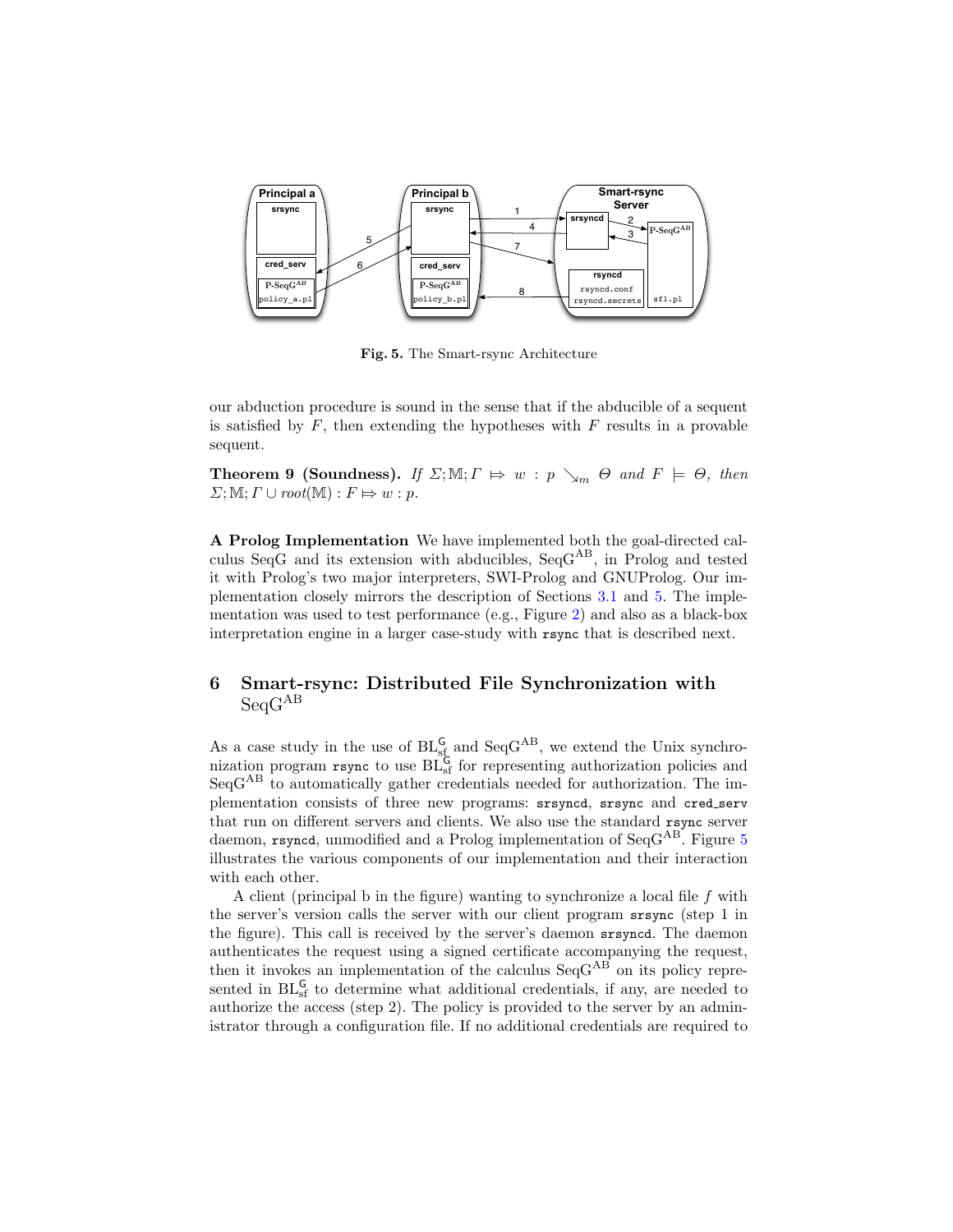Fig. 5. The Smart-rsync Architecture

our abduction procedure is sound in the sense that if the abducible of a sequent is satisfied by $F$, then extending the hypotheses with $F$ results in a provable sequent.

**Theorem 9 (Soundness).** *If* $\Sigma; \mathbb{M}; \Gamma \Rightarrow w : p \searrow_m \Theta$ *and* $F \models \Theta$*, then* $\Sigma; \mathbb{M}; \Gamma \cup root(\mathbb{M}) : F \Rightarrow w : p$.

**A Prolog Implementation** We have implemented both the goal-directed calculus SeqG and its extension with abducibles, $\text{SeqG}^{\text{AB}}$, in Prolog and tested it with Prolog's two major interpreters, SWI-Prolog and GNUProlog. Our implementation closely mirrors the description of Sections 3.1 and 5. The implementation was used to test performance (e.g., Figure 2) and also as a black-box interpretation engine in a larger case-study with `rsync` that is described next.

## 6 Smart-rsync: Distributed File Synchronization with $\text{SeqG}^{\text{AB}}$

As a case study in the use of $\text{BL}_{\text{sf}}^{\mathsf{G}}$ and $\text{SeqG}^{\text{AB}}$, we extend the Unix synchronization program `rsync` to use $\text{BL}_{\text{sf}}^{\mathsf{G}}$ for representing authorization policies and $\text{SeqG}^{\text{AB}}$ to automatically gather credentials needed for authorization. The implementation consists of three new programs: `srsyncd`, `srsync` and `cred_serv` that run on different servers and clients. We also use the standard `rsync` server daemon, `rsyncd`, unmodified and a Prolog implementation of $\text{SeqG}^{\text{AB}}$. Figure 5 illustrates the various components of our implementation and their interaction with each other.

A client (principal b in the figure) wanting to synchronize a local file $f$ with the server's version calls the server with our client program `srsync` (step 1 in the figure). This call is received by the server's daemon `srsyncd`. The daemon authenticates the request using a signed certificate accompanying the request, then it invokes an implementation of the calculus $\text{SeqG}^{\text{AB}}$ on its policy represented in $\text{BL}_{\text{sf}}^{\mathsf{G}}$ to determine what additional credentials, if any, are needed to authorize the access (step 2). The policy is provided to the server by an administrator through a configuration file. If no additional credentials are required to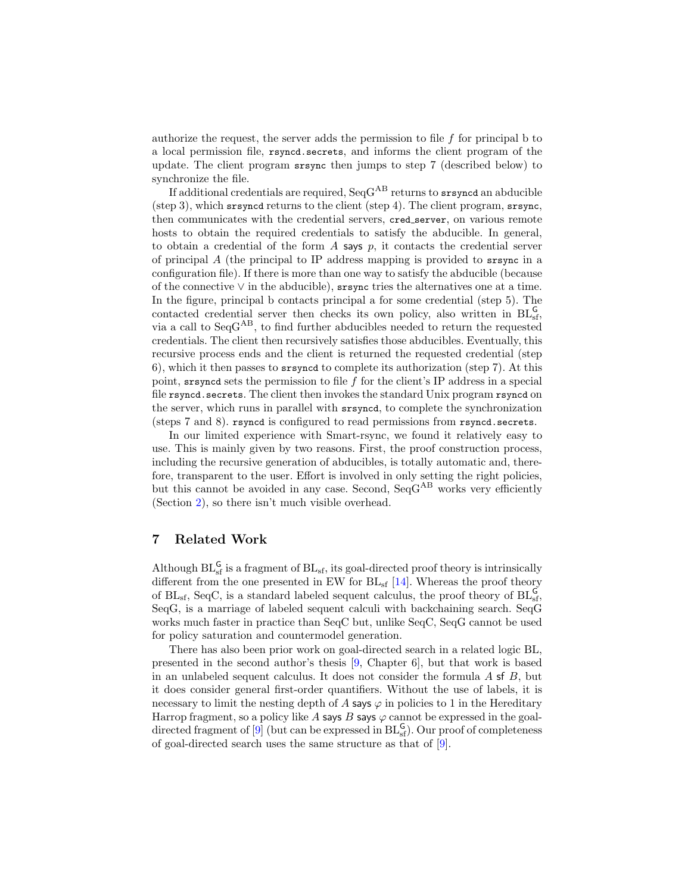authorize the request, the server adds the permission to file $f$ for principal b to a local permission file, `rsyncd.secrets`, and informs the client program of the update. The client program `srsync` then jumps to step 7 (described below) to synchronize the file.

If additional credentials are required, $\mathrm{SeqG}^{\mathrm{AB}}$ returns to `srsyncd` an abducible (step 3), which `srsyncd` returns to the client (step 4). The client program, `srsync`, then communicates with the credential servers, `cred_server`, on various remote hosts to obtain the required credentials to satisfy the abducible. In general, to obtain a credential of the form $A$ says $p$, it contacts the credential server of principal $A$ (the principal to IP address mapping is provided to `srsync` in a configuration file). If there is more than one way to satisfy the abducible (because of the connective $\vee$ in the abducible), `srsync` tries the alternatives one at a time. In the figure, principal b contacts principal a for some credential (step 5). The contacted credential server then checks its own policy, also written in $\mathrm{BL}_{\mathrm{sf}}^{\mathsf{G}}$, via a call to $\mathrm{SeqG}^{\mathrm{AB}}$, to find further abducibles needed to return the requested credentials. The client then recursively satisfies those abducibles. Eventually, this recursive process ends and the client is returned the requested credential (step 6), which it then passes to `srsyncd` to complete its authorization (step 7). At this point, `srsyncd` sets the permission to file $f$ for the client's IP address in a special file `rsyncd.secrets`. The client then invokes the standard Unix program `rsyncd` on the server, which runs in parallel with `srsyncd`, to complete the synchronization (steps 7 and 8). `rsyncd` is configured to read permissions from `rsyncd.secrets`.

In our limited experience with Smart-rsync, we found it relatively easy to use. This is mainly given by two reasons. First, the proof construction process, including the recursive generation of abducibles, is totally automatic and, therefore, transparent to the user. Effort is involved in only setting the right policies, but this cannot be avoided in any case. Second, $\mathrm{SeqG}^{\mathrm{AB}}$ works very efficiently (Section 2), so there isn't much visible overhead.

## 7 Related Work

Although $\mathrm{BL}_{\mathrm{sf}}^{\mathsf{G}}$ is a fragment of $\mathrm{BL}_{\mathrm{sf}}$, its goal-directed proof theory is intrinsically different from the one presented in EW for $\mathrm{BL}_{\mathrm{sf}}$ [14]. Whereas the proof theory of $\mathrm{BL}_{\mathrm{sf}}$, SeqC, is a standard labeled sequent calculus, the proof theory of $\mathrm{BL}_{\mathrm{sf}}^{\mathsf{G}}$, SeqG, is a marriage of labeled sequent calculi with backchaining search. SeqG works much faster in practice than SeqC but, unlike SeqC, SeqG cannot be used for policy saturation and countermodel generation.

There has also been prior work on goal-directed search in a related logic BL, presented in the second author's thesis [9, Chapter 6], but that work is based in an unlabeled sequent calculus. It does not consider the formula $A$ sf $B$, but it does consider general first-order quantifiers. Without the use of labels, it is necessary to limit the nesting depth of $A$ says $\varphi$ in policies to 1 in the Hereditary Harrop fragment, so a policy like $A$ says $B$ says $\varphi$ cannot be expressed in the goal-directed fragment of [9] (but can be expressed in $\mathrm{BL}_{\mathrm{sf}}^{\mathsf{G}}$). Our proof of completeness of goal-directed search uses the same structure as that of [9].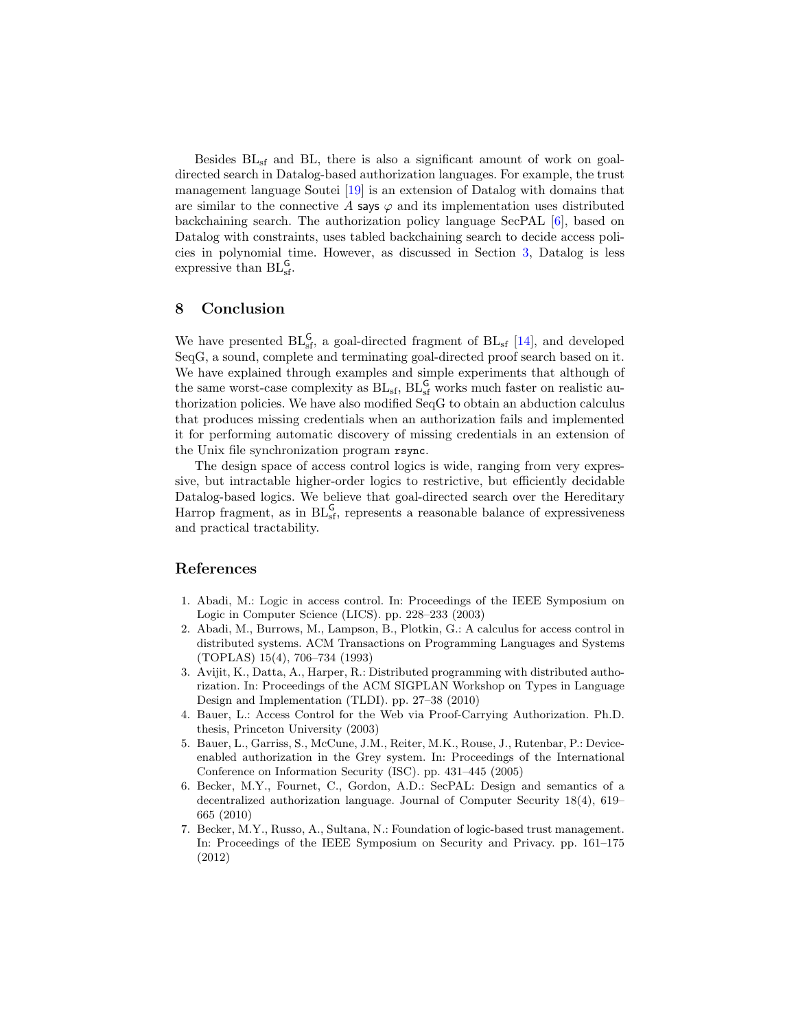Besides $\mathrm{BL}_{\mathrm{sf}}$ and BL, there is also a significant amount of work on goal-directed search in Datalog-based authorization languages. For example, the trust management language Soutei [19] is an extension of Datalog with domains that are similar to the connective $A$ says $\varphi$ and its implementation uses distributed backchaining search. The authorization policy language SecPAL [6], based on Datalog with constraints, uses tabled backchaining search to decide access policies in polynomial time. However, as discussed in Section 3, Datalog is less expressive than $\mathrm{BL}_{\mathrm{sf}}^{\mathsf{G}}$.

## 8 Conclusion

We have presented $\mathrm{BL}_{\mathrm{sf}}^{\mathsf{G}}$, a goal-directed fragment of $\mathrm{BL}_{\mathrm{sf}}$ [14], and developed SeqG, a sound, complete and terminating goal-directed proof search based on it. We have explained through examples and simple experiments that although of the same worst-case complexity as $\mathrm{BL}_{\mathrm{sf}}$, $\mathrm{BL}_{\mathrm{sf}}^{\mathsf{G}}$ works much faster on realistic authorization policies. We have also modified SeqG to obtain an abduction calculus that produces missing credentials when an authorization fails and implemented it for performing automatic discovery of missing credentials in an extension of the Unix file synchronization program `rsync`.

The design space of access control logics is wide, ranging from very expressive, but intractable higher-order logics to restrictive, but efficiently decidable Datalog-based logics. We believe that goal-directed search over the Hereditary Harrop fragment, as in $\mathrm{BL}_{\mathrm{sf}}^{\mathsf{G}}$, represents a reasonable balance of expressiveness and practical tractability.

## References

1. Abadi, M.: Logic in access control. In: Proceedings of the IEEE Symposium on Logic in Computer Science (LICS). pp. 228–233 (2003)
2. Abadi, M., Burrows, M., Lampson, B., Plotkin, G.: A calculus for access control in distributed systems. ACM Transactions on Programming Languages and Systems (TOPLAS) 15(4), 706–734 (1993)
3. Avijit, K., Datta, A., Harper, R.: Distributed programming with distributed authorization. In: Proceedings of the ACM SIGPLAN Workshop on Types in Language Design and Implementation (TLDI). pp. 27–38 (2010)
4. Bauer, L.: Access Control for the Web via Proof-Carrying Authorization. Ph.D. thesis, Princeton University (2003)
5. Bauer, L., Garriss, S., McCune, J.M., Reiter, M.K., Rouse, J., Rutenbar, P.: Device-enabled authorization in the Grey system. In: Proceedings of the International Conference on Information Security (ISC). pp. 431–445 (2005)
6. Becker, M.Y., Fournet, C., Gordon, A.D.: SecPAL: Design and semantics of a decentralized authorization language. Journal of Computer Security 18(4), 619–665 (2010)
7. Becker, M.Y., Russo, A., Sultana, N.: Foundation of logic-based trust management. In: Proceedings of the IEEE Symposium on Security and Privacy. pp. 161–175 (2012)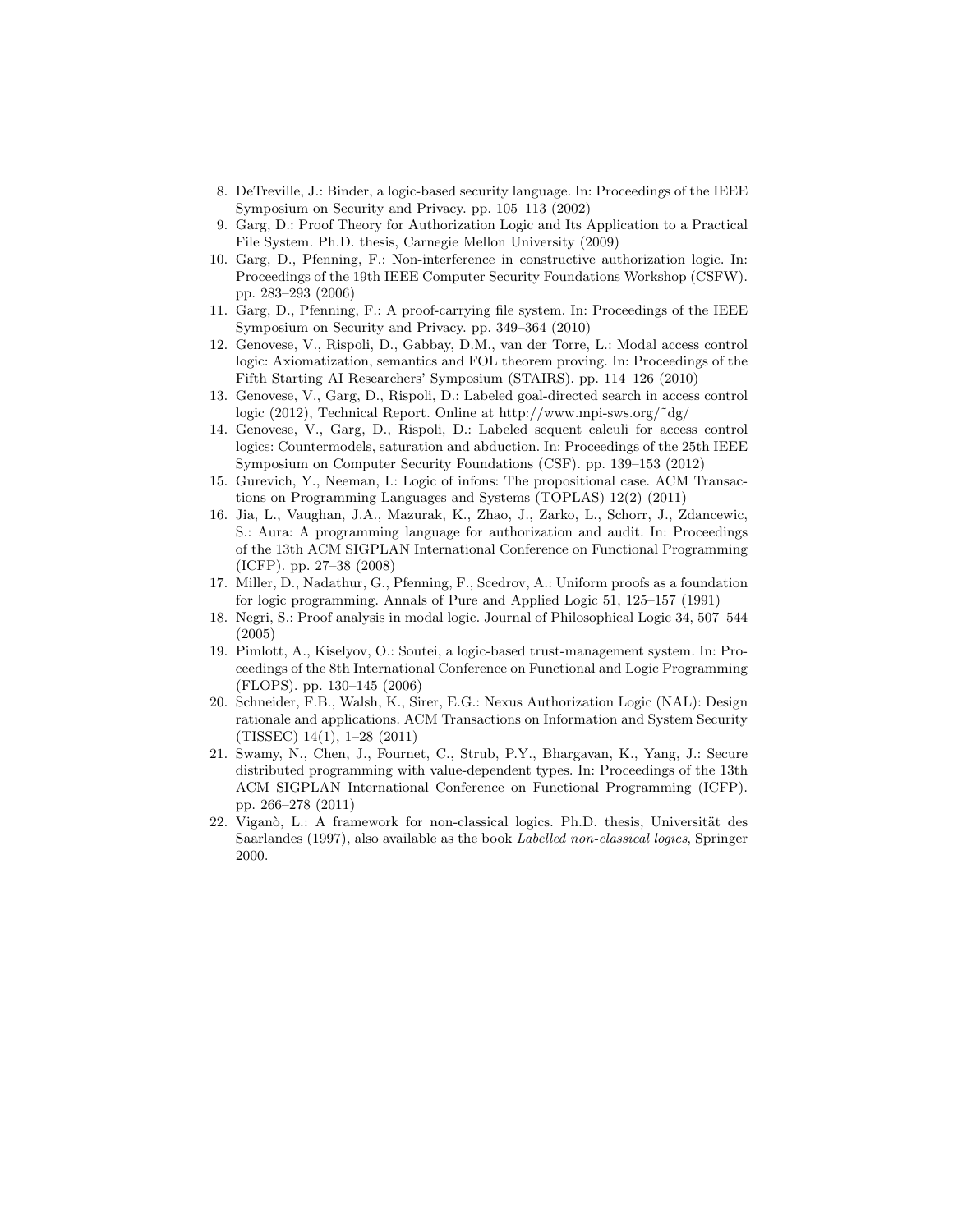8. DeTreville, J.: Binder, a logic-based security language. In: Proceedings of the IEEE Symposium on Security and Privacy. pp. 105–113 (2002)
9. Garg, D.: Proof Theory for Authorization Logic and Its Application to a Practical File System. Ph.D. thesis, Carnegie Mellon University (2009)
10. Garg, D., Pfenning, F.: Non-interference in constructive authorization logic. In: Proceedings of the 19th IEEE Computer Security Foundations Workshop (CSFW). pp. 283–293 (2006)
11. Garg, D., Pfenning, F.: A proof-carrying file system. In: Proceedings of the IEEE Symposium on Security and Privacy. pp. 349–364 (2010)
12. Genovese, V., Rispoli, D., Gabbay, D.M., van der Torre, L.: Modal access control logic: Axiomatization, semantics and FOL theorem proving. In: Proceedings of the Fifth Starting AI Researchers' Symposium (STAIRS). pp. 114–126 (2010)
13. Genovese, V., Garg, D., Rispoli, D.: Labeled goal-directed search in access control logic (2012), Technical Report. Online at http://www.mpi-sws.org/~dg/
14. Genovese, V., Garg, D., Rispoli, D.: Labeled sequent calculi for access control logics: Countermodels, saturation and abduction. In: Proceedings of the 25th IEEE Symposium on Computer Security Foundations (CSF). pp. 139–153 (2012)
15. Gurevich, Y., Neeman, I.: Logic of infons: The propositional case. ACM Transactions on Programming Languages and Systems (TOPLAS) 12(2) (2011)
16. Jia, L., Vaughan, J.A., Mazurak, K., Zhao, J., Zarko, L., Schorr, J., Zdancewic, S.: Aura: A programming language for authorization and audit. In: Proceedings of the 13th ACM SIGPLAN International Conference on Functional Programming (ICFP). pp. 27–38 (2008)
17. Miller, D., Nadathur, G., Pfenning, F., Scedrov, A.: Uniform proofs as a foundation for logic programming. Annals of Pure and Applied Logic 51, 125–157 (1991)
18. Negri, S.: Proof analysis in modal logic. Journal of Philosophical Logic 34, 507–544 (2005)
19. Pimlott, A., Kiselyov, O.: Soutei, a logic-based trust-management system. In: Proceedings of the 8th International Conference on Functional and Logic Programming (FLOPS). pp. 130–145 (2006)
20. Schneider, F.B., Walsh, K., Sirer, E.G.: Nexus Authorization Logic (NAL): Design rationale and applications. ACM Transactions on Information and System Security (TISSEC) 14(1), 1–28 (2011)
21. Swamy, N., Chen, J., Fournet, C., Strub, P.Y., Bhargavan, K., Yang, J.: Secure distributed programming with value-dependent types. In: Proceedings of the 13th ACM SIGPLAN International Conference on Functional Programming (ICFP). pp. 266–278 (2011)
22. Viganò, L.: A framework for non-classical logics. Ph.D. thesis, Universität des Saarlandes (1997), also available as the book *Labelled non-classical logics*, Springer 2000.